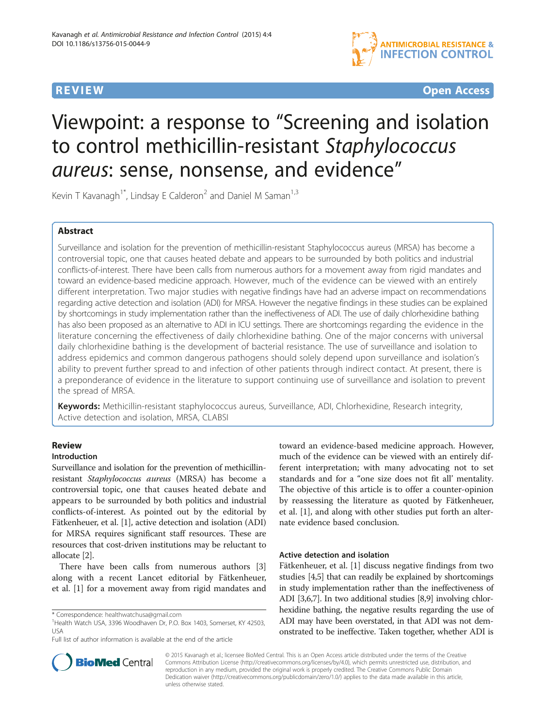**REVIEW** **Open Access**

# Viewpoint: a response to "Screening and isolation to control methicillin-resistant *Staphylococcus aureus*: sense, nonsense, and evidence"

Kevin T Kavanagh[1*], Lindsay E Calderon[2] and Daniel M Saman[1,3]

## Abstract

Surveillance and isolation for the prevention of methicillin-resistant Staphylococcus aureus (MRSA) has become a controversial topic, one that causes heated debate and appears to be surrounded by both politics and industrial conflicts-of-interest. There have been calls from numerous authors for a movement away from rigid mandates and toward an evidence-based medicine approach. However, much of the evidence can be viewed with an entirely different interpretation. Two major studies with negative findings have had an adverse impact on recommendations regarding active detection and isolation (ADI) for MRSA. However the negative findings in these studies can be explained by shortcomings in study implementation rather than the ineffectiveness of ADI. The use of daily chlorhexidine bathing has also been proposed as an alternative to ADI in ICU settings. There are shortcomings regarding the evidence in the literature concerning the effectiveness of daily chlorhexidine bathing. One of the major concerns with universal daily chlorhexidine bathing is the development of bacterial resistance. The use of surveillance and isolation to address epidemics and common dangerous pathogens should solely depend upon surveillance and isolation's ability to prevent further spread to and infection of other patients through indirect contact. At present, there is a preponderance of evidence in the literature to support continuing use of surveillance and isolation to prevent the spread of MRSA.

**Keywords:** Methicillin-resistant staphylococcus aureus, Surveillance, ADI, Chlorhexidine, Research integrity, Active detection and isolation, MRSA, CLABSI

## Review

### Introduction

Surveillance and isolation for the prevention of methicillin-resistant *Staphylococcus aureus* (MRSA) has become a controversial topic, one that causes heated debate and appears to be surrounded by both politics and industrial conflicts-of-interest. As pointed out by the editorial by Fätkenheuer, et al. [1], active detection and isolation (ADI) for MRSA requires significant staff resources. These are resources that cost-driven institutions may be reluctant to allocate [2].

There have been calls from numerous authors [3] along with a recent Lancet editorial by Fätkenheuer, et al. [1] for a movement away from rigid mandates and toward an evidence-based medicine approach. However, much of the evidence can be viewed with an entirely different interpretation; with many advocating not to set standards and for a "one size does not fit all' mentality. The objective of this article is to offer a counter-opinion by reassessing the literature as quoted by Fätkenheuer, et al. [1], and along with other studies put forth an alternate evidence based conclusion.

### Active detection and isolation

Fätkenheuer, et al. [1] discuss negative findings from two studies [4,5] that can readily be explained by shortcomings in study implementation rather than the ineffectiveness of ADI [3,6,7]. In two additional studies [8,9] involving chlorhexidine bathing, the negative results regarding the use of ADI may have been overstated, in that ADI was not demonstrated to be ineffective. Taken together, whether ADI is

\* Correspondence: healthwatchusa@gmail.com
[1]Health Watch USA, 3396 Woodhaven Dr, P.O. Box 1403, Somerset, KY 42503, USA
Full list of author information is available at the end of the article

© 2015 Kavanagh et al.; licensee BioMed Central. This is an Open Access article distributed under the terms of the Creative Commons Attribution License (http://creativecommons.org/licenses/by/4.0), which permits unrestricted use, distribution, and reproduction in any medium, provided the original work is properly credited. The Creative Commons Public Domain Dedication waiver (http://creativecommons.org/publicdomain/zero/1.0/) applies to the data made available in this article, unless otherwise stated.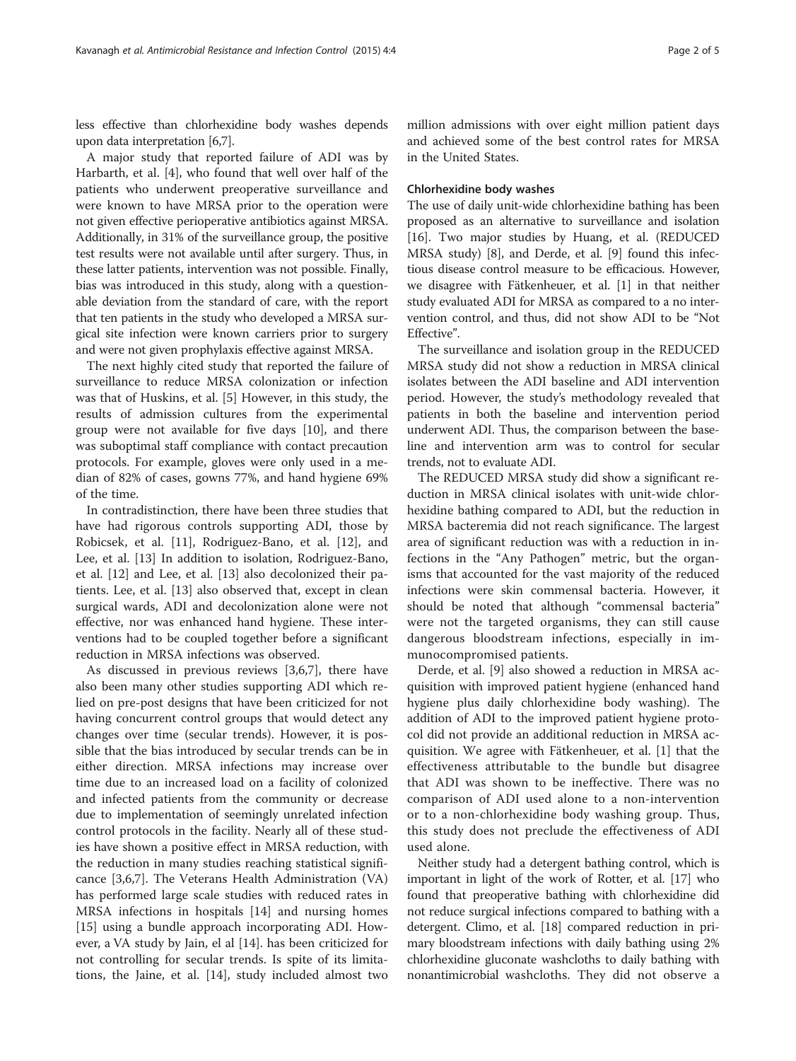less effective than chlorhexidine body washes depends upon data interpretation [6,7].

A major study that reported failure of ADI was by Harbarth, et al. [4], who found that well over half of the patients who underwent preoperative surveillance and were known to have MRSA prior to the operation were not given effective perioperative antibiotics against MRSA. Additionally, in 31% of the surveillance group, the positive test results were not available until after surgery. Thus, in these latter patients, intervention was not possible. Finally, bias was introduced in this study, along with a questionable deviation from the standard of care, with the report that ten patients in the study who developed a MRSA surgical site infection were known carriers prior to surgery and were not given prophylaxis effective against MRSA.

The next highly cited study that reported the failure of surveillance to reduce MRSA colonization or infection was that of Huskins, et al. [5] However, in this study, the results of admission cultures from the experimental group were not available for five days [10], and there was suboptimal staff compliance with contact precaution protocols. For example, gloves were only used in a median of 82% of cases, gowns 77%, and hand hygiene 69% of the time.

In contradistinction, there have been three studies that have had rigorous controls supporting ADI, those by Robicsek, et al. [11], Rodriguez-Bano, et al. [12], and Lee, et al. [13] In addition to isolation, Rodriguez-Bano, et al. [12] and Lee, et al. [13] also decolonized their patients. Lee, et al. [13] also observed that, except in clean surgical wards, ADI and decolonization alone were not effective, nor was enhanced hand hygiene. These interventions had to be coupled together before a significant reduction in MRSA infections was observed.

As discussed in previous reviews [3,6,7], there have also been many other studies supporting ADI which relied on pre-post designs that have been criticized for not having concurrent control groups that would detect any changes over time (secular trends). However, it is possible that the bias introduced by secular trends can be in either direction. MRSA infections may increase over time due to an increased load on a facility of colonized and infected patients from the community or decrease due to implementation of seemingly unrelated infection control protocols in the facility. Nearly all of these studies have shown a positive effect in MRSA reduction, with the reduction in many studies reaching statistical significance [3,6,7]. The Veterans Health Administration (VA) has performed large scale studies with reduced rates in MRSA infections in hospitals [14] and nursing homes [15] using a bundle approach incorporating ADI. However, a VA study by Jain, el al [14]. has been criticized for not controlling for secular trends. Is spite of its limitations, the Jaine, et al. [14], study included almost two million admissions with over eight million patient days and achieved some of the best control rates for MRSA in the United States.

#### Chlorhexidine body washes

The use of daily unit-wide chlorhexidine bathing has been proposed as an alternative to surveillance and isolation [16]. Two major studies by Huang, et al. (REDUCED MRSA study) [8], and Derde, et al. [9] found this infectious disease control measure to be efficacious. However, we disagree with Fätkenheuer, et al. [1] in that neither study evaluated ADI for MRSA as compared to a no intervention control, and thus, did not show ADI to be "Not Effective".

The surveillance and isolation group in the REDUCED MRSA study did not show a reduction in MRSA clinical isolates between the ADI baseline and ADI intervention period. However, the study's methodology revealed that patients in both the baseline and intervention period underwent ADI. Thus, the comparison between the baseline and intervention arm was to control for secular trends, not to evaluate ADI.

The REDUCED MRSA study did show a significant reduction in MRSA clinical isolates with unit-wide chlorhexidine bathing compared to ADI, but the reduction in MRSA bacteremia did not reach significance. The largest area of significant reduction was with a reduction in infections in the "Any Pathogen" metric, but the organisms that accounted for the vast majority of the reduced infections were skin commensal bacteria. However, it should be noted that although "commensal bacteria" were not the targeted organisms, they can still cause dangerous bloodstream infections, especially in immunocompromised patients.

Derde, et al. [9] also showed a reduction in MRSA acquisition with improved patient hygiene (enhanced hand hygiene plus daily chlorhexidine body washing). The addition of ADI to the improved patient hygiene protocol did not provide an additional reduction in MRSA acquisition. We agree with Fätkenheuer, et al. [1] that the effectiveness attributable to the bundle but disagree that ADI was shown to be ineffective. There was no comparison of ADI used alone to a non-intervention or to a non-chlorhexidine body washing group. Thus, this study does not preclude the effectiveness of ADI used alone.

Neither study had a detergent bathing control, which is important in light of the work of Rotter, et al. [17] who found that preoperative bathing with chlorhexidine did not reduce surgical infections compared to bathing with a detergent. Climo, et al. [18] compared reduction in primary bloodstream infections with daily bathing using 2% chlorhexidine gluconate washcloths to daily bathing with nonantimicrobial washcloths. They did not observe a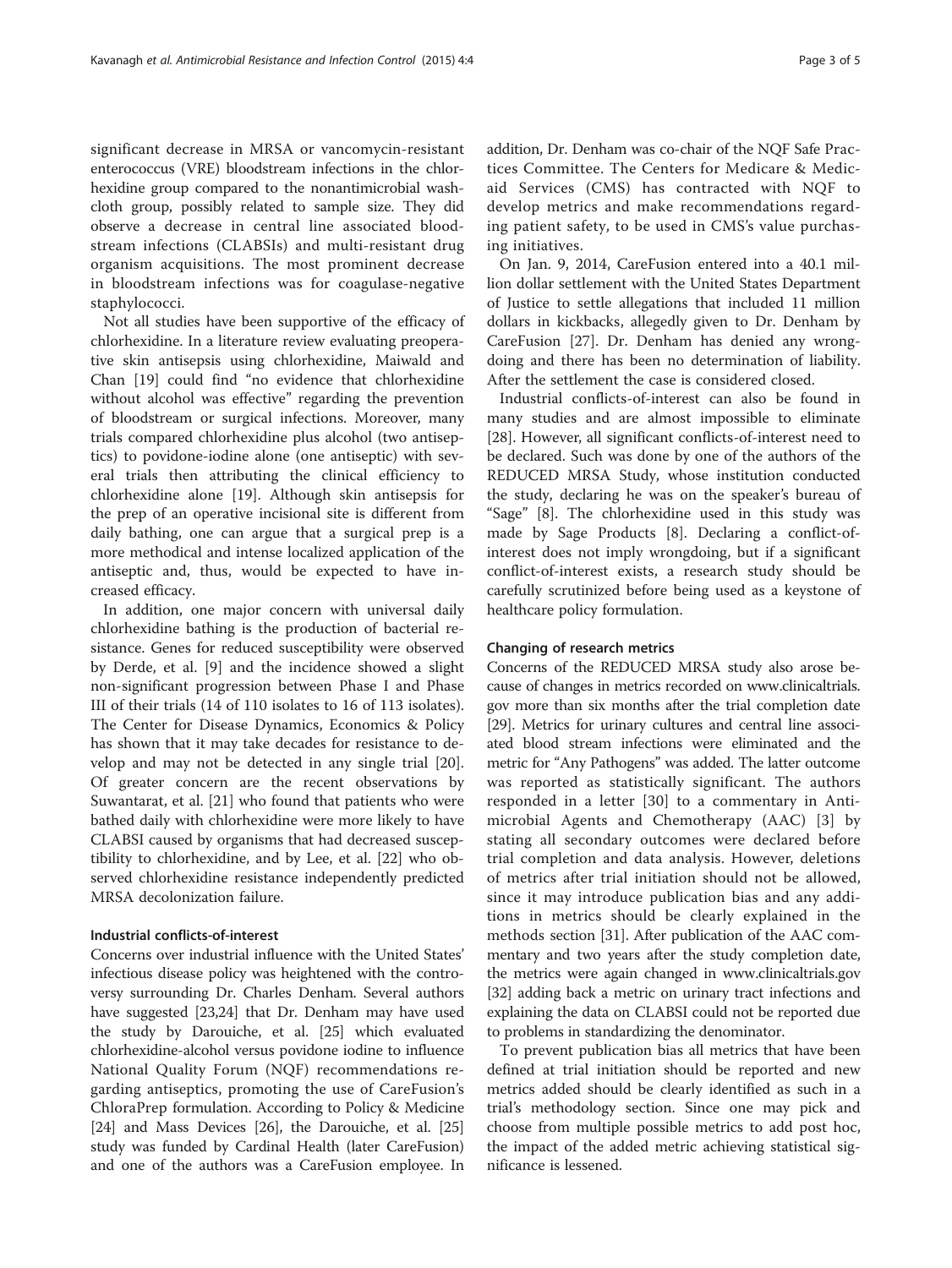significant decrease in MRSA or vancomycin-resistant enterococcus (VRE) bloodstream infections in the chlorhexidine group compared to the nonantimicrobial washcloth group, possibly related to sample size. They did observe a decrease in central line associated bloodstream infections (CLABSIs) and multi-resistant drug organism acquisitions. The most prominent decrease in bloodstream infections was for coagulase-negative staphylococci.

Not all studies have been supportive of the efficacy of chlorhexidine. In a literature review evaluating preoperative skin antisepsis using chlorhexidine, Maiwald and Chan [19] could find "no evidence that chlorhexidine without alcohol was effective" regarding the prevention of bloodstream or surgical infections. Moreover, many trials compared chlorhexidine plus alcohol (two antiseptics) to povidone-iodine alone (one antiseptic) with several trials then attributing the clinical efficiency to chlorhexidine alone [19]. Although skin antisepsis for the prep of an operative incisional site is different from daily bathing, one can argue that a surgical prep is a more methodical and intense localized application of the antiseptic and, thus, would be expected to have increased efficacy.

In addition, one major concern with universal daily chlorhexidine bathing is the production of bacterial resistance. Genes for reduced susceptibility were observed by Derde, et al. [9] and the incidence showed a slight non-significant progression between Phase I and Phase III of their trials (14 of 110 isolates to 16 of 113 isolates). The Center for Disease Dynamics, Economics & Policy has shown that it may take decades for resistance to develop and may not be detected in any single trial [20]. Of greater concern are the recent observations by Suwantarat, et al. [21] who found that patients who were bathed daily with chlorhexidine were more likely to have CLABSI caused by organisms that had decreased susceptibility to chlorhexidine, and by Lee, et al. [22] who observed chlorhexidine resistance independently predicted MRSA decolonization failure.

### Industrial conflicts-of-interest

Concerns over industrial influence with the United States' infectious disease policy was heightened with the controversy surrounding Dr. Charles Denham. Several authors have suggested [23,24] that Dr. Denham may have used the study by Darouiche, et al. [25] which evaluated chlorhexidine-alcohol versus povidone iodine to influence National Quality Forum (NQF) recommendations regarding antiseptics, promoting the use of CareFusion's ChloraPrep formulation. According to Policy & Medicine [24] and Mass Devices [26], the Darouiche, et al. [25] study was funded by Cardinal Health (later CareFusion) and one of the authors was a CareFusion employee. In addition, Dr. Denham was co-chair of the NQF Safe Practices Committee. The Centers for Medicare & Medicaid Services (CMS) has contracted with NQF to develop metrics and make recommendations regarding patient safety, to be used in CMS's value purchasing initiatives.

On Jan. 9, 2014, CareFusion entered into a 40.1 million dollar settlement with the United States Department of Justice to settle allegations that included 11 million dollars in kickbacks, allegedly given to Dr. Denham by CareFusion [27]. Dr. Denham has denied any wrongdoing and there has been no determination of liability. After the settlement the case is considered closed.

Industrial conflicts-of-interest can also be found in many studies and are almost impossible to eliminate [28]. However, all significant conflicts-of-interest need to be declared. Such was done by one of the authors of the REDUCED MRSA Study, whose institution conducted the study, declaring he was on the speaker's bureau of "Sage" [8]. The chlorhexidine used in this study was made by Sage Products [8]. Declaring a conflict-of-interest does not imply wrongdoing, but if a significant conflict-of-interest exists, a research study should be carefully scrutinized before being used as a keystone of healthcare policy formulation.

### Changing of research metrics

Concerns of the REDUCED MRSA study also arose because of changes in metrics recorded on www.clinicaltrials.gov more than six months after the trial completion date [29]. Metrics for urinary cultures and central line associated blood stream infections were eliminated and the metric for "Any Pathogens" was added. The latter outcome was reported as statistically significant. The authors responded in a letter [30] to a commentary in Antimicrobial Agents and Chemotherapy (AAC) [3] by stating all secondary outcomes were declared before trial completion and data analysis. However, deletions of metrics after trial initiation should not be allowed, since it may introduce publication bias and any additions in metrics should be clearly explained in the methods section [31]. After publication of the AAC commentary and two years after the study completion date, the metrics were again changed in www.clinicaltrials.gov [32] adding back a metric on urinary tract infections and explaining the data on CLABSI could not be reported due to problems in standardizing the denominator.

To prevent publication bias all metrics that have been defined at trial initiation should be reported and new metrics added should be clearly identified as such in a trial's methodology section. Since one may pick and choose from multiple possible metrics to add post hoc, the impact of the added metric achieving statistical significance is lessened.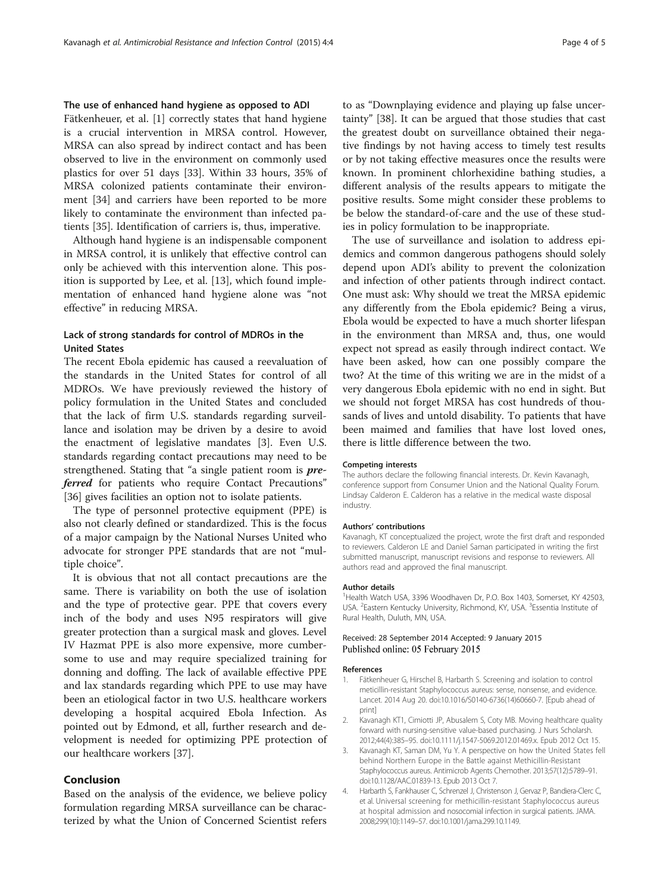### The use of enhanced hand hygiene as opposed to ADI

Fätkenheuer, et al. [1] correctly states that hand hygiene is a crucial intervention in MRSA control. However, MRSA can also spread by indirect contact and has been observed to live in the environment on commonly used plastics for over 51 days [33]. Within 33 hours, 35% of MRSA colonized patients contaminate their environment [34] and carriers have been reported to be more likely to contaminate the environment than infected patients [35]. Identification of carriers is, thus, imperative.

Although hand hygiene is an indispensable component in MRSA control, it is unlikely that effective control can only be achieved with this intervention alone. This position is supported by Lee, et al. [13], which found implementation of enhanced hand hygiene alone was "not effective" in reducing MRSA.

### Lack of strong standards for control of MDROs in the United States

The recent Ebola epidemic has caused a reevaluation of the standards in the United States for control of all MDROs. We have previously reviewed the history of policy formulation in the United States and concluded that the lack of firm U.S. standards regarding surveillance and isolation may be driven by a desire to avoid the enactment of legislative mandates [3]. Even U.S. standards regarding contact precautions may need to be strengthened. Stating that "a single patient room is ***preferred*** for patients who require Contact Precautions" [36] gives facilities an option not to isolate patients.

The type of personnel protective equipment (PPE) is also not clearly defined or standardized. This is the focus of a major campaign by the National Nurses United who advocate for stronger PPE standards that are not "multiple choice".

It is obvious that not all contact precautions are the same. There is variability on both the use of isolation and the type of protective gear. PPE that covers every inch of the body and uses N95 respirators will give greater protection than a surgical mask and gloves. Level IV Hazmat PPE is also more expensive, more cumbersome to use and may require specialized training for donning and doffing. The lack of available effective PPE and lax standards regarding which PPE to use may have been an etiological factor in two U.S. healthcare workers developing a hospital acquired Ebola Infection. As pointed out by Edmond, et all, further research and development is needed for optimizing PPE protection of our healthcare workers [37].

## Conclusion

Based on the analysis of the evidence, we believe policy formulation regarding MRSA surveillance can be characterized by what the Union of Concerned Scientist refers to as "Downplaying evidence and playing up false uncertainty" [38]. It can be argued that those studies that cast the greatest doubt on surveillance obtained their negative findings by not having access to timely test results or by not taking effective measures once the results were known. In prominent chlorhexidine bathing studies, a different analysis of the results appears to mitigate the positive results. Some might consider these problems to be below the standard-of-care and the use of these studies in policy formulation to be inappropriate.

The use of surveillance and isolation to address epidemics and common dangerous pathogens should solely depend upon ADI's ability to prevent the colonization and infection of other patients through indirect contact. One must ask: Why should we treat the MRSA epidemic any differently from the Ebola epidemic? Being a virus, Ebola would be expected to have a much shorter lifespan in the environment than MRSA and, thus, one would expect not spread as easily through indirect contact. We have been asked, how can one possibly compare the two? At the time of this writing we are in the midst of a very dangerous Ebola epidemic with no end in sight. But we should not forget MRSA has cost hundreds of thousands of lives and untold disability. To patients that have been maimed and families that have lost loved ones, there is little difference between the two.

#### Competing interests

The authors declare the following financial interests. Dr. Kevin Kavanagh, conference support from Consumer Union and the National Quality Forum. Lindsay Calderon E. Calderon has a relative in the medical waste disposal industry.

#### Authors' contributions

Kavanagh, KT conceptualized the project, wrote the first draft and responded to reviewers. Calderon LE and Daniel Saman participated in writing the first submitted manuscript, manuscript revisions and response to reviewers. All authors read and approved the final manuscript.

#### Author details

[1]Health Watch USA, 3396 Woodhaven Dr, P.O. Box 1403, Somerset, KY 42503, USA. [2]Eastern Kentucky University, Richmond, KY, USA. [3]Essentia Institute of Rural Health, Duluth, MN, USA.

Received: 28 September 2014 Accepted: 9 January 2015
Published online: 05 February 2015

#### References

1. Fätkenheuer G, Hirschel B, Harbarth S. Screening and isolation to control meticillin-resistant Staphylococcus aureus: sense, nonsense, and evidence. Lancet. 2014 Aug 20. doi:10.1016/S0140-6736(14)60660-7. [Epub ahead of print]
2. Kavanagh KT1, Cimiotti JP, Abusalem S, Coty MB. Moving healthcare quality forward with nursing-sensitive value-based purchasing. J Nurs Scholarsh. 2012;44(4):385–95. doi:10.1111/j.1547-5069.2012.01469.x. Epub 2012 Oct 15.
3. Kavanagh KT, Saman DM, Yu Y. A perspective on how the United States fell behind Northern Europe in the Battle against Methicillin-Resistant Staphylococcus aureus. Antimicrob Agents Chemother. 2013;57(12):5789–91. doi:10.1128/AAC.01839-13. Epub 2013 Oct 7.
4. Harbarth S, Fankhauser C, Schrenzel J, Christenson J, Gervaz P, Bandiera-Clerc C, et al. Universal screening for methicillin-resistant Staphylococcus aureus at hospital admission and nosocomial infection in surgical patients. JAMA. 2008;299(10):1149–57. doi:10.1001/jama.299.10.1149.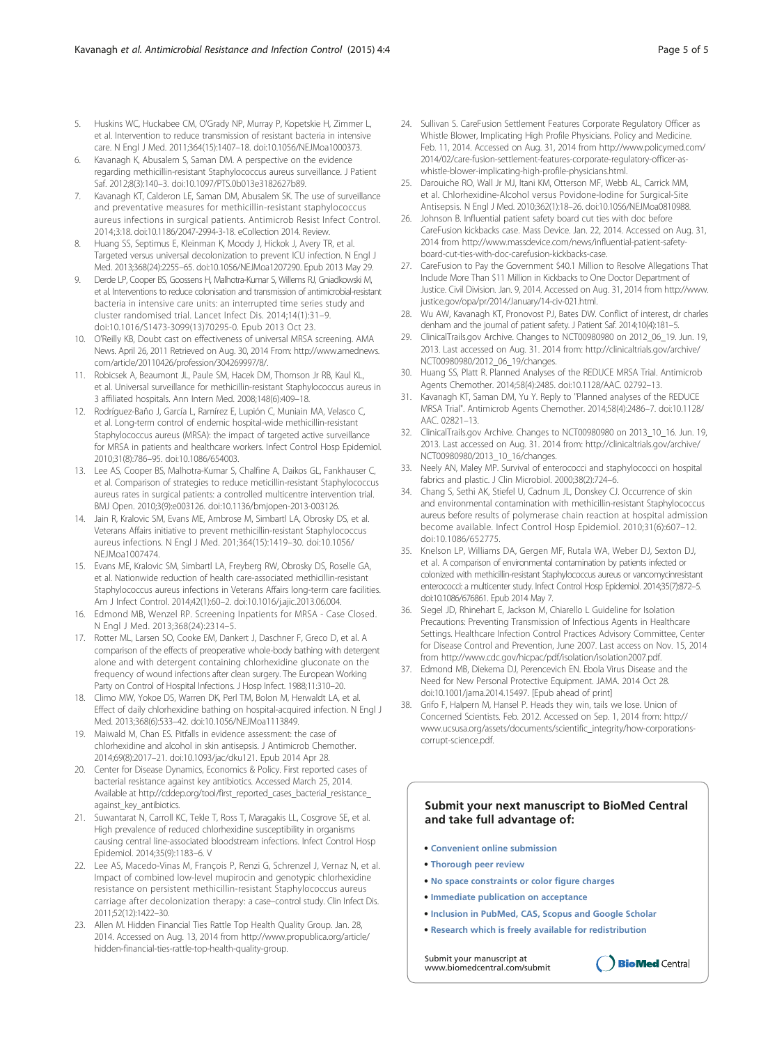5. Huskins WC, Huckabee CM, O'Grady NP, Murray P, Kopetskie H, Zimmer L, et al. Intervention to reduce transmission of resistant bacteria in intensive care. N Engl J Med. 2011;364(15):1407–18. doi:10.1056/NEJMoa1000373.
6. Kavanagh K, Abusalem S, Saman DM. A perspective on the evidence regarding methicillin-resistant Staphylococcus aureus surveillance. J Patient Saf. 2012;8(3):140–3. doi:10.1097/PTS.0b013e3182627b89.
7. Kavanagh KT, Calderon LE, Saman DM, Abusalem SK. The use of surveillance and preventative measures for methicillin-resistant staphylococcus aureus infections in surgical patients. Antimicrob Resist Infect Control. 2014;3:18. doi:10.1186/2047-2994-3-18. eCollection 2014. Review.
8. Huang SS, Septimus E, Kleinman K, Moody J, Hickok J, Avery TR, et al. Targeted versus universal decolonization to prevent ICU infection. N Engl J Med. 2013;368(24):2255–65. doi:10.1056/NEJMoa1207290. Epub 2013 May 29.
9. Derde LP, Cooper BS, Goossens H, Malhotra-Kumar S, Willems RJ, Gniadkowski M, et al. Interventions to reduce colonisation and transmission of antimicrobial-resistant bacteria in intensive care units: an interrupted time series study and cluster randomised trial. Lancet Infect Dis. 2014;14(1):31–9. doi:10.1016/S1473-3099(13)70295-0. Epub 2013 Oct 23.
10. O'Reilly KB, Doubt cast on effectiveness of universal MRSA screening. AMA News. April 26, 2011 Retrieved on Aug. 30, 2014 From: http://www.amednews.com/article/20110426/profession/304269997/8/.
11. Robicsek A, Beaumont JL, Paule SM, Hacek DM, Thomson Jr RB, Kaul KL, et al. Universal surveillance for methicillin-resistant Staphylococcus aureus in 3 affiliated hospitals. Ann Intern Med. 2008;148(6):409–18.
12. Rodríguez-Baño J, García L, Ramírez E, Lupión C, Muniain MA, Velasco C, et al. Long-term control of endemic hospital-wide methicillin-resistant Staphylococcus aureus (MRSA): the impact of targeted active surveillance for MRSA in patients and healthcare workers. Infect Control Hosp Epidemiol. 2010;31(8):786–95. doi:10.1086/654003.
13. Lee AS, Cooper BS, Malhotra-Kumar S, Chalfine A, Daikos GL, Fankhauser C, et al. Comparison of strategies to reduce meticillin-resistant Staphylococcus aureus rates in surgical patients: a controlled multicentre intervention trial. BMJ Open. 2010;3(9):e003126. doi:10.1136/bmjopen-2013-003126.
14. Jain R, Kralovic SM, Evans ME, Ambrose M, Simbartl LA, Obrosky DS, et al. Veterans Affairs initiative to prevent methicillin-resistant Staphylococcus aureus infections. N Engl J Med. 201;364(15):1419–30. doi:10.1056/NEJMoa1007474.
15. Evans ME, Kralovic SM, Simbartl LA, Freyberg RW, Obrosky DS, Roselle GA, et al. Nationwide reduction of health care-associated methicillin-resistant Staphylococcus aureus infections in Veterans Affairs long-term care facilities. Am J Infect Control. 2014;42(1):60–2. doi:10.1016/j.ajic.2013.06.004.
16. Edmond MB, Wenzel RP. Screening Inpatients for MRSA - Case Closed. N Engl J Med. 2013;368(24):2314–5.
17. Rotter ML, Larsen SO, Cooke EM, Dankert J, Daschner F, Greco D, et al. A comparison of the effects of preoperative whole-body bathing with detergent alone and with detergent containing chlorhexidine gluconate on the frequency of wound infections after clean surgery. The European Working Party on Control of Hospital Infections. J Hosp Infect. 1988;11:310–20.
18. Climo MW, Yokoe DS, Warren DK, Perl TM, Bolon M, Herwaldt LA, et al. Effect of daily chlorhexidine bathing on hospital-acquired infection. N Engl J Med. 2013;368(6):533–42. doi:10.1056/NEJMoa1113849.
19. Maiwald M, Chan ES. Pitfalls in evidence assessment: the case of chlorhexidine and alcohol in skin antisepsis. J Antimicrob Chemother. 2014;69(8):2017–21. doi:10.1093/jac/dku121. Epub 2014 Apr 28.
20. Center for Disease Dynamics, Economics & Policy. First reported cases of bacterial resistance against key antibiotics. Accessed March 25, 2014. Available at http://cddep.org/tool/first_reported_cases_bacterial_resistance_against_key_antibiotics.
21. Suwantarat N, Carroll KC, Tekle T, Ross T, Maragakis LL, Cosgrove SE, et al. High prevalence of reduced chlorhexidine susceptibility in organisms causing central line-associated bloodstream infections. Infect Control Hosp Epidemiol. 2014;35(9):1183–6. V
22. Lee AS, Macedo-Vinas M, François P, Renzi G, Schrenzel J, Vernaz N, et al. Impact of combined low-level mupirocin and genotypic chlorhexidine resistance on persistent methicillin-resistant Staphylococcus aureus carriage after decolonization therapy: a case–control study. Clin Infect Dis. 2011;52(12):1422–30.
23. Allen M. Hidden Financial Ties Rattle Top Health Quality Group. Jan. 28, 2014. Accessed on Aug. 13, 2014 from http://www.propublica.org/article/hidden-financial-ties-rattle-top-health-quality-group.
24. Sullivan S. CareFusion Settlement Features Corporate Regulatory Officer as Whistle Blower, Implicating High Profile Physicians. Policy and Medicine. Feb. 11, 2014. Accessed on Aug. 31, 2014 from http://www.policymed.com/2014/02/care-fusion-settlement-features-corporate-regulatory-officer-as-whistle-blower-implicating-high-profile-physicians.html.
25. Darouiche RO, Wall Jr MJ, Itani KM, Otterson MF, Webb AL, Carrick MM, et al. Chlorhexidine-Alcohol versus Povidone-Iodine for Surgical-Site Antisepsis. N Engl J Med. 2010;362(1):18–26. doi:10.1056/NEJMoa0810988.
26. Johnson B. Influential patient safety board cut ties with doc before CareFusion kickbacks case. Mass Device. Jan. 22, 2014. Accessed on Aug. 31, 2014 from http://www.massdevice.com/news/influential-patient-safety-board-cut-ties-with-doc-carefusion-kickbacks-case.
27. CareFusion to Pay the Government $40.1 Million to Resolve Allegations That Include More Than $11 Million in Kickbacks to One Doctor Department of Justice. Civil Division. Jan. 9, 2014. Accessed on Aug. 31, 2014 from http://www.justice.gov/opa/pr/2014/January/14-civ-021.html.
28. Wu AW, Kavanagh KT, Pronovost PJ, Bates DW. Conflict of interest, dr charles denham and the journal of patient safety. J Patient Saf. 2014;10(4):181–5.
29. ClinicalTrails.gov Archive. Changes to NCT00980980 on 2012_06_19. Jun. 19, 2013. Last accessed on Aug. 31. 2014 from: http://clinicaltrials.gov/archive/NCT00980980/2012_06_19/changes.
30. Huang SS, Platt R. Planned Analyses of the REDUCE MRSA Trial. Antimicrob Agents Chemother. 2014;58(4):2485. doi:10.1128/AAC. 02792–13.
31. Kavanagh KT, Saman DM, Yu Y. Reply to "Planned analyses of the REDUCE MRSA Trial". Antimicrob Agents Chemother. 2014;58(4):2486–7. doi:10.1128/AAC. 02821–13.
32. ClinicalTrails.gov Archive. Changes to NCT00980980 on 2013_10_16. Jun. 19, 2013. Last accessed on Aug. 31. 2014 from: http://clinicaltrials.gov/archive/NCT00980980/2013_10_16/changes.
33. Neely AN, Maley MP. Survival of enterococci and staphylococci on hospital fabrics and plastic. J Clin Microbiol. 2000;38(2):724–6.
34. Chang S, Sethi AK, Stiefel U, Cadnum JL, Donskey CJ. Occurrence of skin and environmental contamination with methicillin-resistant Staphylococcus aureus before results of polymerase chain reaction at hospital admission become available. Infect Control Hosp Epidemiol. 2010;31(6):607–12. doi:10.1086/652775.
35. Knelson LP, Williams DA, Gergen MF, Rutala WA, Weber DJ, Sexton DJ, et al. A comparison of environmental contamination by patients infected or colonized with methicillin-resistant Staphylococcus aureus or vancomycinresistant enterococci: a multicenter study. Infect Control Hosp Epidemiol. 2014;35(7):872–5. doi:10.1086/676861. Epub 2014 May 7.
36. Siegel JD, Rhinehart E, Jackson M, Chiarello L Guideline for Isolation Precautions: Preventing Transmission of Infectious Agents in Healthcare Settings. Healthcare Infection Control Practices Advisory Committee, Center for Disease Control and Prevention, June 2007. Last access on Nov. 15, 2014 from http://www.cdc.gov/hicpac/pdf/isolation/isolation2007.pdf.
37. Edmond MB, Diekema DJ, Perencevich EN. Ebola Virus Disease and the Need for New Personal Protective Equipment. JAMA. 2014 Oct 28. doi:10.1001/jama.2014.15497. [Epub ahead of print]
38. Grifo F, Halpern M, Hansel P. Heads they win, tails we lose. Union of Concerned Scientists. Feb. 2012. Accessed on Sep. 1, 2014 from: http://www.ucsusa.org/assets/documents/scientific_integrity/how-corporations-corrupt-science.pdf.

**Submit your next manuscript to BioMed Central and take full advantage of:**

- **Convenient online submission**
- **Thorough peer review**
- **No space constraints or color figure charges**
- **Immediate publication on acceptance**
- **Inclusion in PubMed, CAS, Scopus and Google Scholar**
- **Research which is freely available for redistribution**

Submit your manuscript at www.biomedcentral.com/submit

BioMed Central